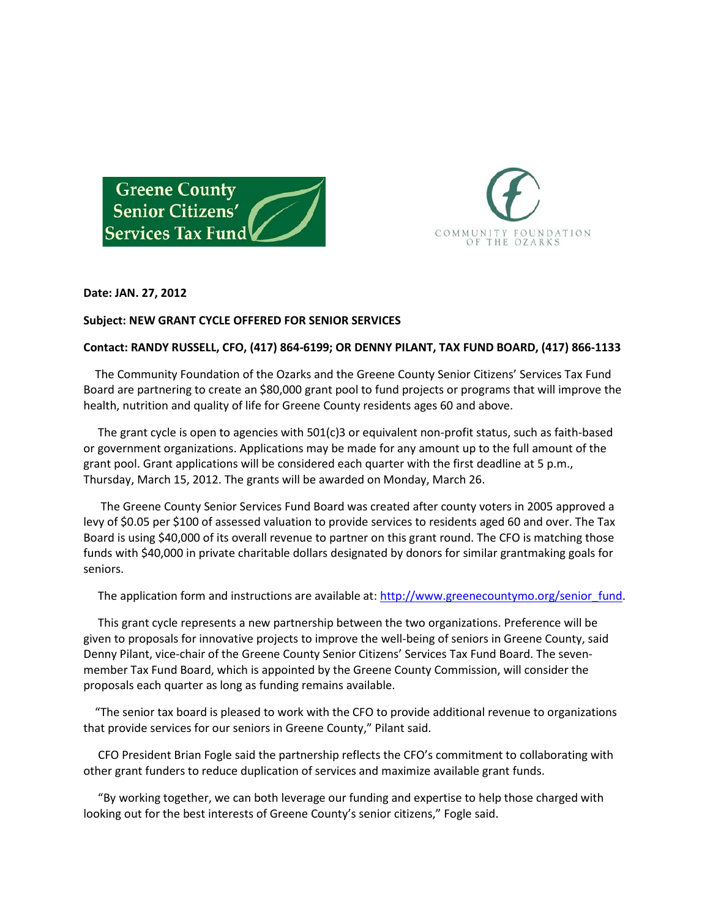Greene County Senior Citizens' Services Tax Fund

COMMUNITY FOUNDATION OF THE OZARKS

**Date: JAN. 27, 2012**

**Subject: NEW GRANT CYCLE OFFERED FOR SENIOR SERVICES**

**Contact: RANDY RUSSELL, CFO, (417) 864-6199; OR DENNY PILANT, TAX FUND BOARD, (417) 866-1133**

The Community Foundation of the Ozarks and the Greene County Senior Citizens' Services Tax Fund Board are partnering to create an $80,000 grant pool to fund projects or programs that will improve the health, nutrition and quality of life for Greene County residents ages 60 and above.

The grant cycle is open to agencies with 501(c)3 or equivalent non-profit status, such as faith-based or government organizations. Applications may be made for any amount up to the full amount of the grant pool. Grant applications will be considered each quarter with the first deadline at 5 p.m., Thursday, March 15, 2012. The grants will be awarded on Monday, March 26.

The Greene County Senior Services Fund Board was created after county voters in 2005 approved a levy of $0.05 per $100 of assessed valuation to provide services to residents aged 60 and over. The Tax Board is using $40,000 of its overall revenue to partner on this grant round. The CFO is matching those funds with $40,000 in private charitable dollars designated by donors for similar grantmaking goals for seniors.

The application form and instructions are available at: [http://www.greenecountymo.org/senior_fund](http://www.greenecountymo.org/senior_fund).

This grant cycle represents a new partnership between the two organizations. Preference will be given to proposals for innovative projects to improve the well-being of seniors in Greene County, said Denny Pilant, vice-chair of the Greene County Senior Citizens' Services Tax Fund Board. The seven-member Tax Fund Board, which is appointed by the Greene County Commission, will consider the proposals each quarter as long as funding remains available.

"The senior tax board is pleased to work with the CFO to provide additional revenue to organizations that provide services for our seniors in Greene County," Pilant said.

CFO President Brian Fogle said the partnership reflects the CFO's commitment to collaborating with other grant funders to reduce duplication of services and maximize available grant funds.

"By working together, we can both leverage our funding and expertise to help those charged with looking out for the best interests of Greene County's senior citizens," Fogle said.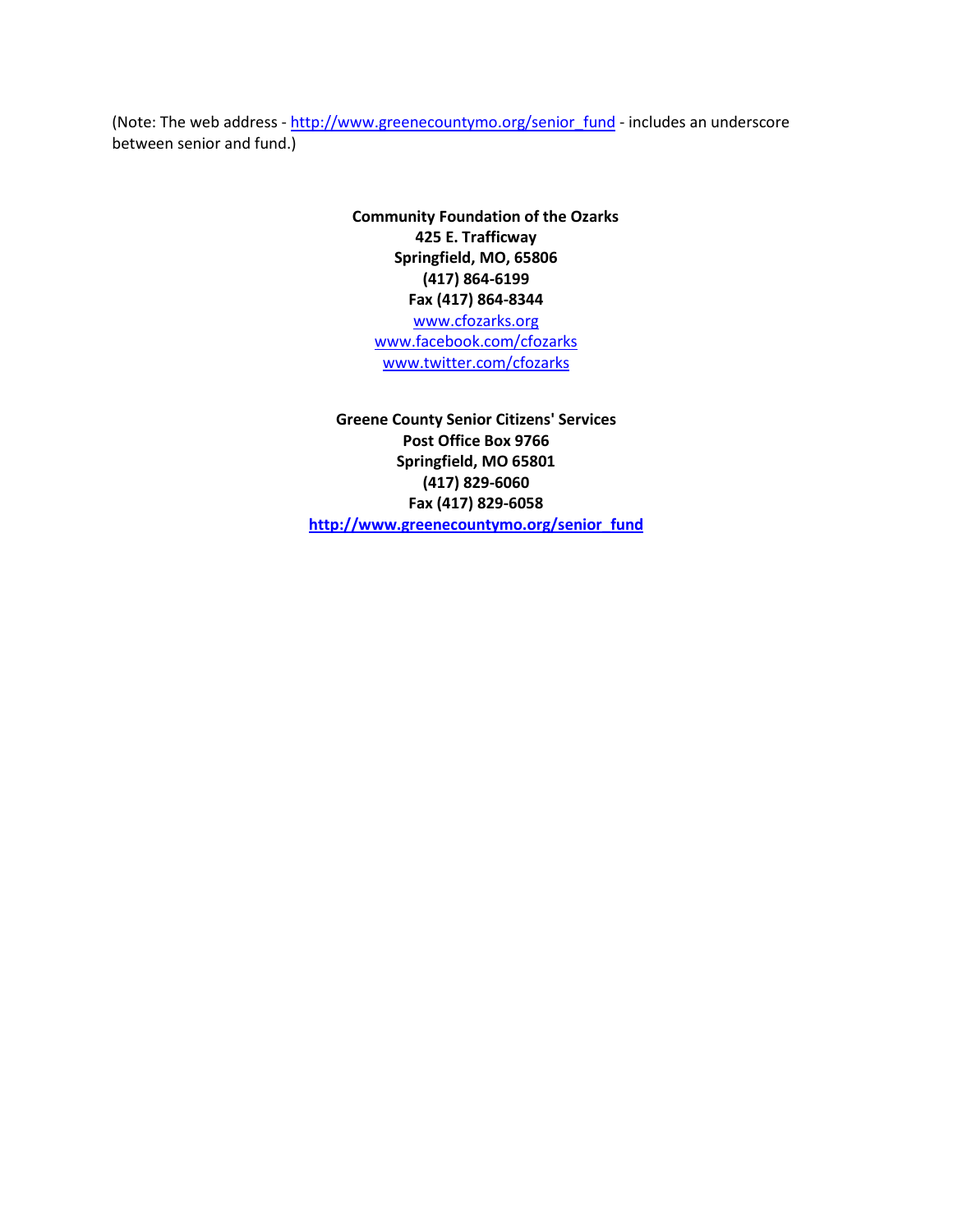(Note: The web address - http://www.greenecountymo.org/senior_fund - includes an underscore between senior and fund.)

**Community Foundation of the Ozarks**
**425 E. Trafficway**
**Springfield, MO, 65806**
**(417) 864-6199**
**Fax (417) 864-8344**
www.cfozarks.org
www.facebook.com/cfozarks
www.twitter.com/cfozarks

**Greene County Senior Citizens' Services**
**Post Office Box 9766**
**Springfield, MO 65801**
**(417) 829-6060**
**Fax (417) 829-6058**
**http://www.greenecountymo.org/senior_fund**